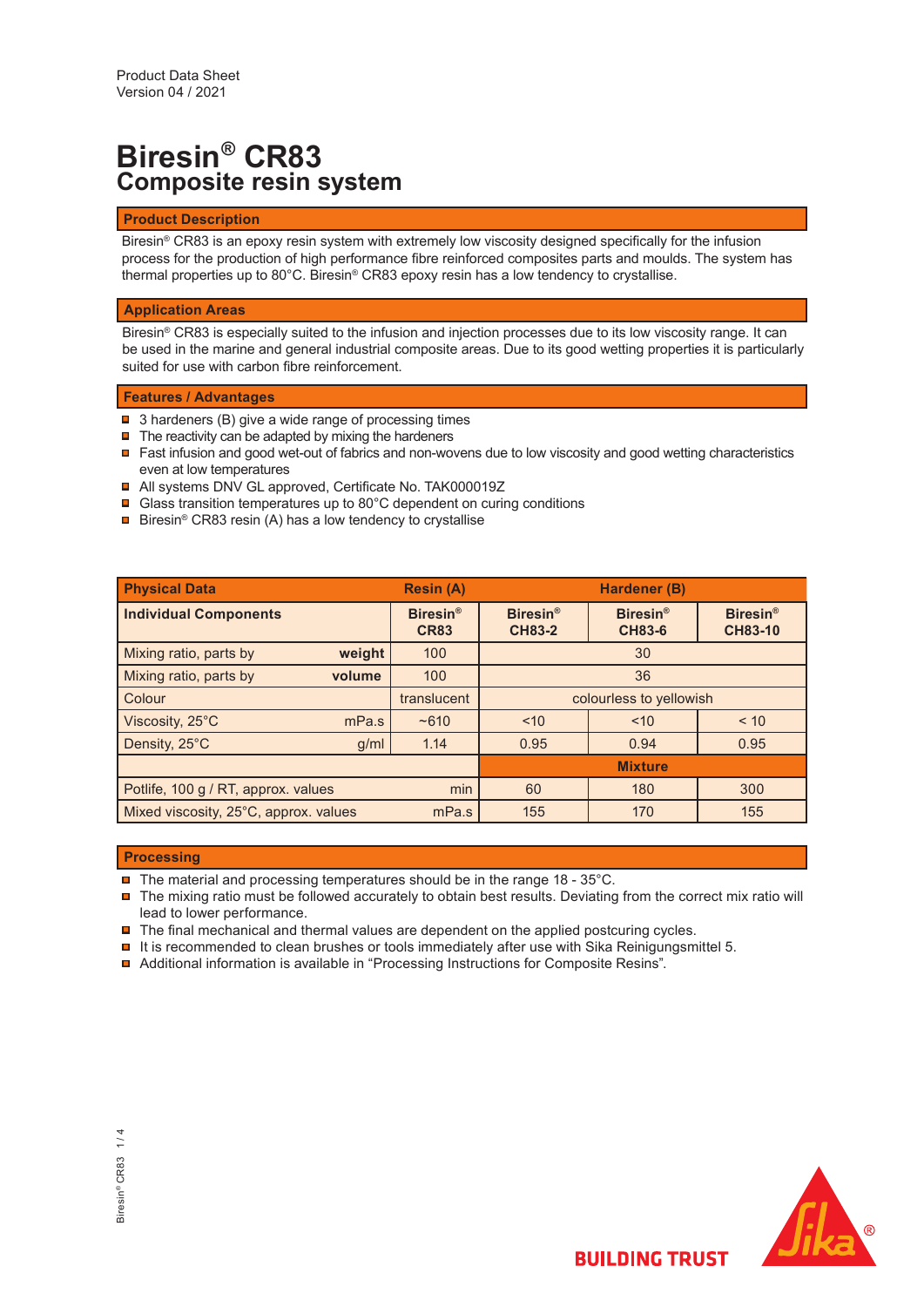Product Data Sheet
Version 04 / 2021

# Biresin® CR83
## Composite resin system

### Product Description

Biresin® CR83 is an epoxy resin system with extremely low viscosity designed specifically for the infusion process for the production of high performance fibre reinforced composites parts and moulds. The system has thermal properties up to 80°C. Biresin® CR83 epoxy resin has a low tendency to crystallise.

### Application Areas

Biresin® CR83 is especially suited to the infusion and injection processes due to its low viscosity range. It can be used in the marine and general industrial composite areas. Due to its good wetting properties it is particularly suited for use with carbon fibre reinforcement.

### Features / Advantages

- 3 hardeners (B) give a wide range of processing times
- The reactivity can be adapted by mixing the hardeners
- Fast infusion and good wet-out of fabrics and non-wovens due to low viscosity and good wetting characteristics even at low temperatures
- All systems DNV GL approved, Certificate No. TAK000019Z
- Glass transition temperatures up to 80°C dependent on curing conditions
- Biresin® CR83 resin (A) has a low tendency to crystallise

| Physical Data | | Resin (A) | Hardener (B) | | |
|---|---|---|---|---|---|
| **Individual Components** | | **Biresin® CR83** | **Biresin® CH83-2** | **Biresin® CH83-6** | **Biresin® CH83-10** |
| Mixing ratio, parts by | **weight** | 100 | 30 | | |
| Mixing ratio, parts by | **volume** | 100 | 36 | | |
| Colour | | translucent | colourless to yellowish | | |
| Viscosity, 25°C | mPa.s | ~610 | <10 | <10 | < 10 |
| Density, 25°C | g/ml | 1.14 | 0.95 | 0.94 | 0.95 |
| | | | **Mixture** | | |
| Potlife, 100 g / RT, approx. values | min | | 60 | 180 | 300 |
| Mixed viscosity, 25°C, approx. values | mPa.s | | 155 | 170 | 155 |

### Processing

- The material and processing temperatures should be in the range 18 - 35°C.
- The mixing ratio must be followed accurately to obtain best results. Deviating from the correct mix ratio will lead to lower performance.
- The final mechanical and thermal values are dependent on the applied postcuring cycles.
- It is recommended to clean brushes or tools immediately after use with Sika Reinigungsmittel 5.
- Additional information is available in "Processing Instructions for Composite Resins".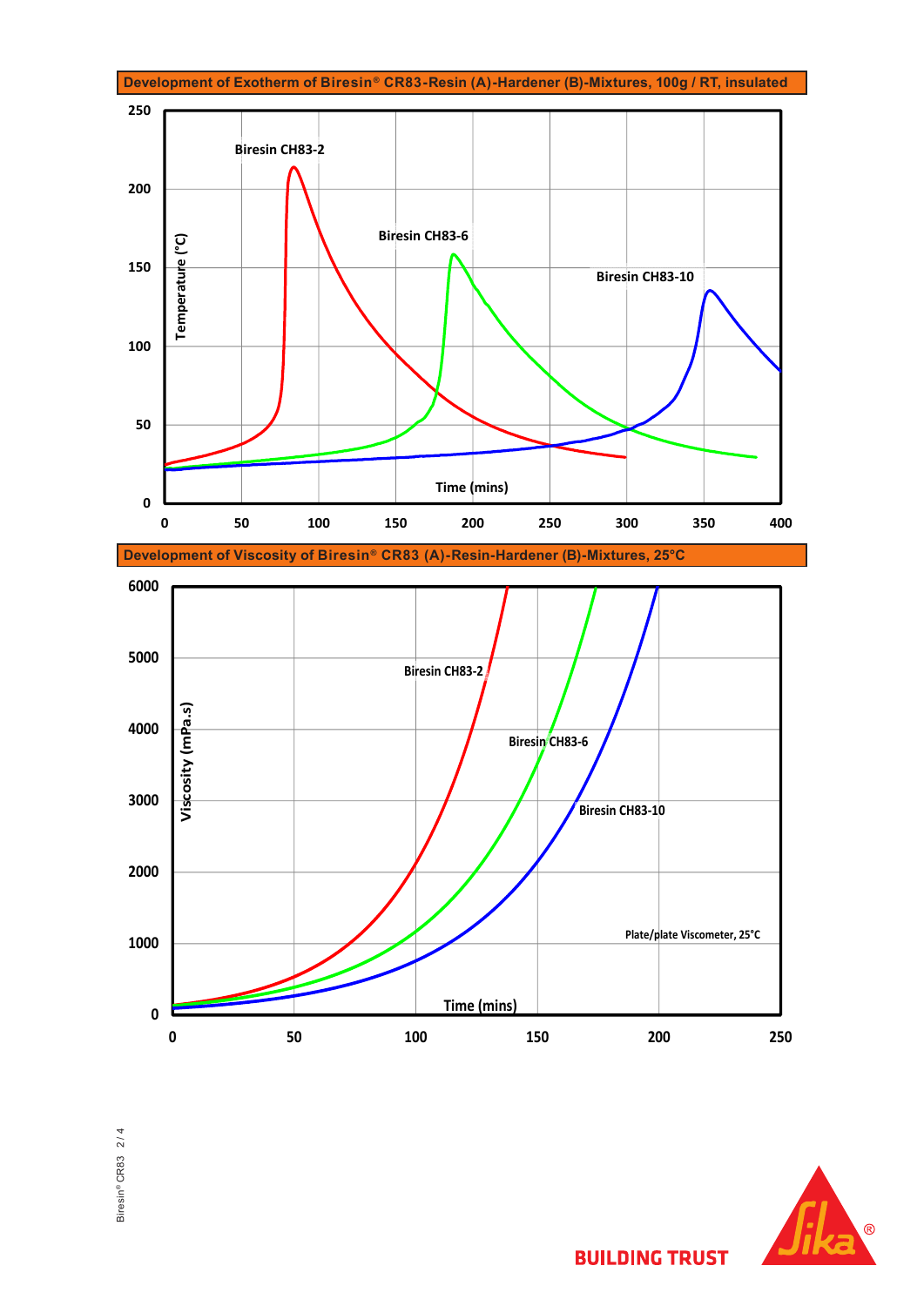## Development of Exotherm of Biresin® CR83-Resin (A)-Hardener (B)-Mixtures, 100g / RT, insulated

Temperature (°C)

Time (mins)

Biresin CH83-2

Biresin CH83-6

Biresin CH83-10

## Development of Viscosity of Biresin® CR83 (A)-Resin-Hardener (B)-Mixtures, 25°C

Viscosity (mPa.s)

Time (mins)

Biresin CH83-2

Biresin CH83-6

Biresin CH83-10

Plate/plate Viscometer, 25°C

BUILDING TRUST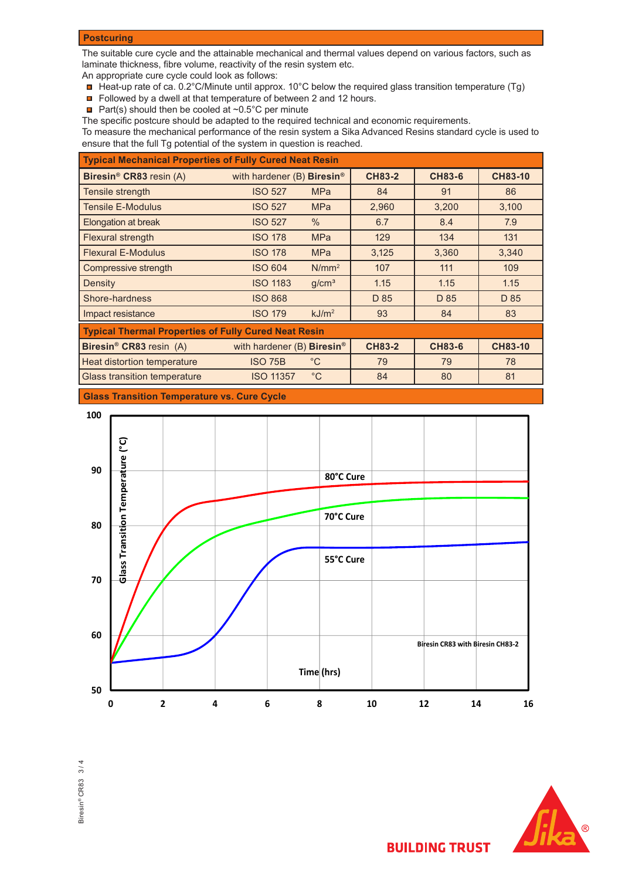## Postcuring

The suitable cure cycle and the attainable mechanical and thermal values depend on various factors, such as laminate thickness, fibre volume, reactivity of the resin system etc.
An appropriate cure cycle could look as follows:

- Heat-up rate of ca. 0.2°C/Minute until approx. 10°C below the required glass transition temperature (Tg)
- Followed by a dwell at that temperature of between 2 and 12 hours.
- Part(s) should then be cooled at ~0.5°C per minute

The specific postcure should be adapted to the required technical and economic requirements.
To measure the mechanical performance of the resin system a Sika Advanced Resins standard cycle is used to ensure that the full Tg potential of the system in question is reached.

## Typical Mechanical Properties of Fully Cured Neat Resin

| **Biresin® CR83** resin (A) | with hardener (B) **Biresin®** | | **CH83-2** | **CH83-6** | **CH83-10** |
|---|---|---|---|---|---|
| Tensile strength | ISO 527 | MPa | 84 | 91 | 86 |
| Tensile E-Modulus | ISO 527 | MPa | 2,960 | 3,200 | 3,100 |
| Elongation at break | ISO 527 | % | 6.7 | 8.4 | 7.9 |
| Flexural strength | ISO 178 | MPa | 129 | 134 | 131 |
| Flexural E-Modulus | ISO 178 | MPa | 3,125 | 3,360 | 3,340 |
| Compressive strength | ISO 604 | $N/mm^2$ | 107 | 111 | 109 |
| Density | ISO 1183 | $g/cm^3$ | 1.15 | 1.15 | 1.15 |
| Shore-hardness | ISO 868 | | D 85 | D 85 | D 85 |
| Impact resistance | ISO 179 | $kJ/m^2$ | 93 | 84 | 83 |

## Typical Thermal Properties of Fully Cured Neat Resin

| **Biresin® CR83** resin (A) | with hardener (B) **Biresin®** | | **CH83-2** | **CH83-6** | **CH83-10** |
|---|---|---|---|---|---|
| Heat distortion temperature | ISO 75B | °C | 79 | 79 | 78 |
| Glass transition temperature | ISO 11357 | °C | 84 | 80 | 81 |

## Glass Transition Temperature vs. Cure Cycle

Biresin CR83 with Biresin CH83-2 — Glass Transition Temperature (°C) vs. Time (hrs), curves: 80°C Cure, 70°C Cure, 55°C Cure

BUILDING TRUST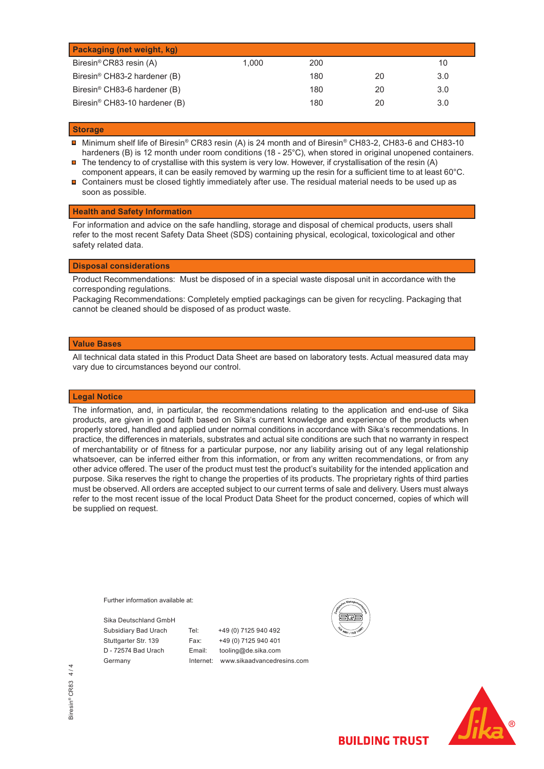| Packaging (net weight, kg) | | | | |
|---|---|---|---|---|
| Biresin® CR83 resin (A) | 1,000 | 200 | | 10 |
| Biresin® CH83-2 hardener (B) | | 180 | 20 | 3.0 |
| Biresin® CH83-6 hardener (B) | | 180 | 20 | 3.0 |
| Biresin® CH83-10 hardener (B) | | 180 | 20 | 3.0 |

## Storage

- Minimum shelf life of Biresin® CR83 resin (A) is 24 month and of Biresin® CH83-2, CH83-6 and CH83-10 hardeners (B) is 12 month under room conditions (18 - 25°C), when stored in original unopened containers.
- The tendency to of crystallise with this system is very low. However, if crystallisation of the resin (A) component appears, it can be easily removed by warming up the resin for a sufficient time to at least 60°C.
- Containers must be closed tightly immediately after use. The residual material needs to be used up as soon as possible.

## Health and Safety Information

For information and advice on the safe handling, storage and disposal of chemical products, users shall refer to the most recent Safety Data Sheet (SDS) containing physical, ecological, toxicological and other safety related data.

## Disposal considerations

Product Recommendations: Must be disposed of in a special waste disposal unit in accordance with the corresponding regulations.
Packaging Recommendations: Completely emptied packagings can be given for recycling. Packaging that cannot be cleaned should be disposed of as product waste.

## Value Bases

All technical data stated in this Product Data Sheet are based on laboratory tests. Actual measured data may vary due to circumstances beyond our control.

## Legal Notice

The information, and, in particular, the recommendations relating to the application and end-use of Sika products, are given in good faith based on Sika's current knowledge and experience of the products when properly stored, handled and applied under normal conditions in accordance with Sika's recommendations. In practice, the differences in materials, substrates and actual site conditions are such that no warranty in respect of merchantability or of fitness for a particular purpose, nor any liability arising out of any legal relationship whatsoever, can be inferred either from this information, or from any written recommendations, or from any other advice offered. The user of the product must test the product's suitability for the intended application and purpose. Sika reserves the right to change the properties of its products. The proprietary rights of third parties must be observed. All orders are accepted subject to our current terms of sale and delivery. Users must always refer to the most recent issue of the local Product Data Sheet for the product concerned, copies of which will be supplied on request.

Further information available at:

Sika Deutschland GmbH
Subsidiary Bad Urach
Stuttgarter Str. 139
D - 72574 Bad Urach
Germany

Tel: +49 (0) 7125 940 492
Fax: +49 (0) 7125 940 401
Email: tooling@de.sika.com
Internet: www.sikaadvancedresins.com

BUILDING TRUST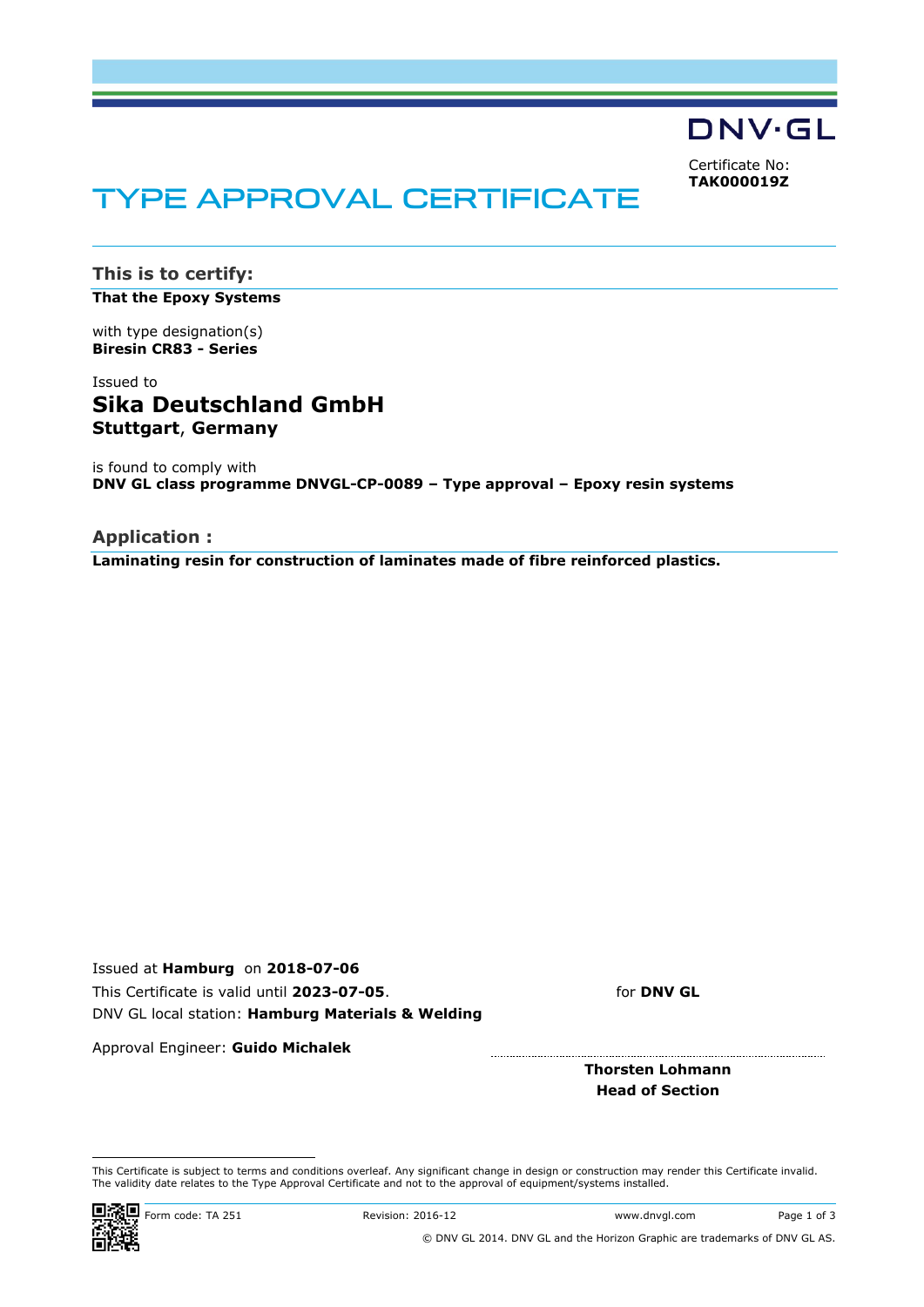DNV·GL

Certificate No:
**TAK000019Z**

# TYPE APPROVAL CERTIFICATE

## This is to certify:

**That the Epoxy Systems**

with type designation(s)
**Biresin CR83 - Series**

Issued to
## Sika Deutschland GmbH
**Stuttgart, Germany**

is found to comply with
**DNV GL class programme DNVGL-CP-0089 – Type approval – Epoxy resin systems**

## Application :

**Laminating resin for construction of laminates made of fibre reinforced plastics.**

Issued at **Hamburg** on **2018-07-06**
This Certificate is valid until **2023-07-05**.
DNV GL local station: **Hamburg Materials & Welding**

Approval Engineer: **Guido Michalek**

for **DNV GL**

**Thorsten Lohmann**
**Head of Section**

This Certificate is subject to terms and conditions overleaf. Any significant change in design or construction may render this Certificate invalid.
The validity date relates to the Type Approval Certificate and not to the approval of equipment/systems installed.

Form code: TA 251 Revision: 2016-12 www.dnvgl.com

© DNV GL 2014. DNV GL and the Horizon Graphic are trademarks of DNV GL AS.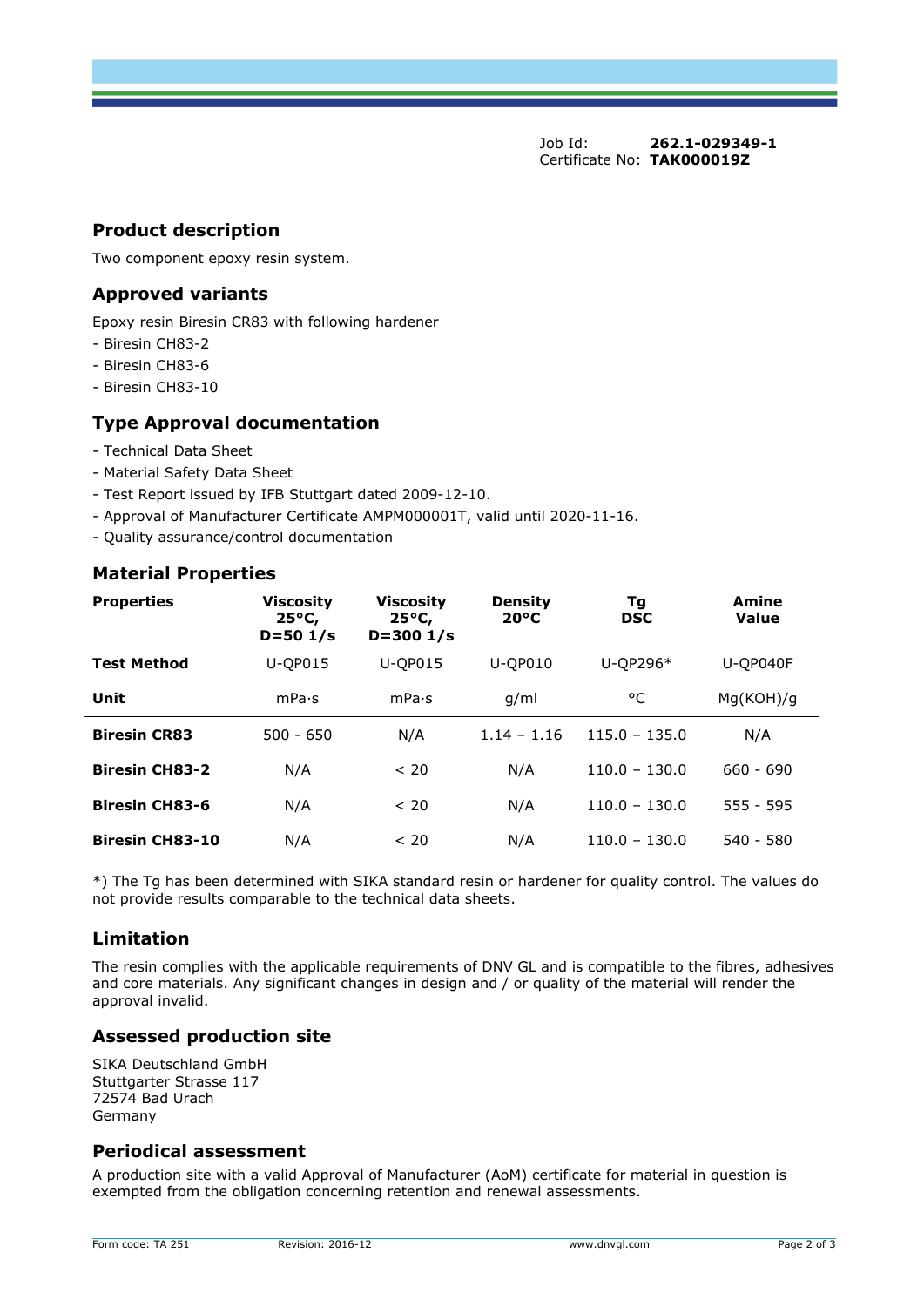Job Id: **262.1-029349-1**
Certificate No: **TAK000019Z**

## Product description

Two component epoxy resin system.

## Approved variants

Epoxy resin Biresin CR83 with following hardener
- Biresin CH83-2
- Biresin CH83-6
- Biresin CH83-10

## Type Approval documentation

- Technical Data Sheet
- Material Safety Data Sheet
- Test Report issued by IFB Stuttgart dated 2009-12-10.
- Approval of Manufacturer Certificate AMPM000001T, valid until 2020-11-16.
- Quality assurance/control documentation

## Material Properties

| **Properties** | **Viscosity 25°C, D=50 1/s** | **Viscosity 25°C, D=300 1/s** | **Density 20°C** | **Tg DSC** | **Amine Value** |
|---|---|---|---|---|---|
| **Test Method** | U-QP015 | U-QP015 | U-QP010 | U-QP296* | U-QP040F |
| **Unit** | mPa·s | mPa·s | g/ml | °C | Mg(KOH)/g |
| **Biresin CR83** | 500 - 650 | N/A | 1.14 – 1.16 | 115.0 – 135.0 | N/A |
| **Biresin CH83-2** | N/A | < 20 | N/A | 110.0 – 130.0 | 660 - 690 |
| **Biresin CH83-6** | N/A | < 20 | N/A | 110.0 – 130.0 | 555 - 595 |
| **Biresin CH83-10** | N/A | < 20 | N/A | 110.0 – 130.0 | 540 - 580 |

*) The Tg has been determined with SIKA standard resin or hardener for quality control. The values do not provide results comparable to the technical data sheets.

## Limitation

The resin complies with the applicable requirements of DNV GL and is compatible to the fibres, adhesives and core materials. Any significant changes in design and / or quality of the material will render the approval invalid.

## Assessed production site

SIKA Deutschland GmbH
Stuttgarter Strasse 117
72574 Bad Urach
Germany

## Periodical assessment

A production site with a valid Approval of Manufacturer (AoM) certificate for material in question is exempted from the obligation concerning retention and renewal assessments.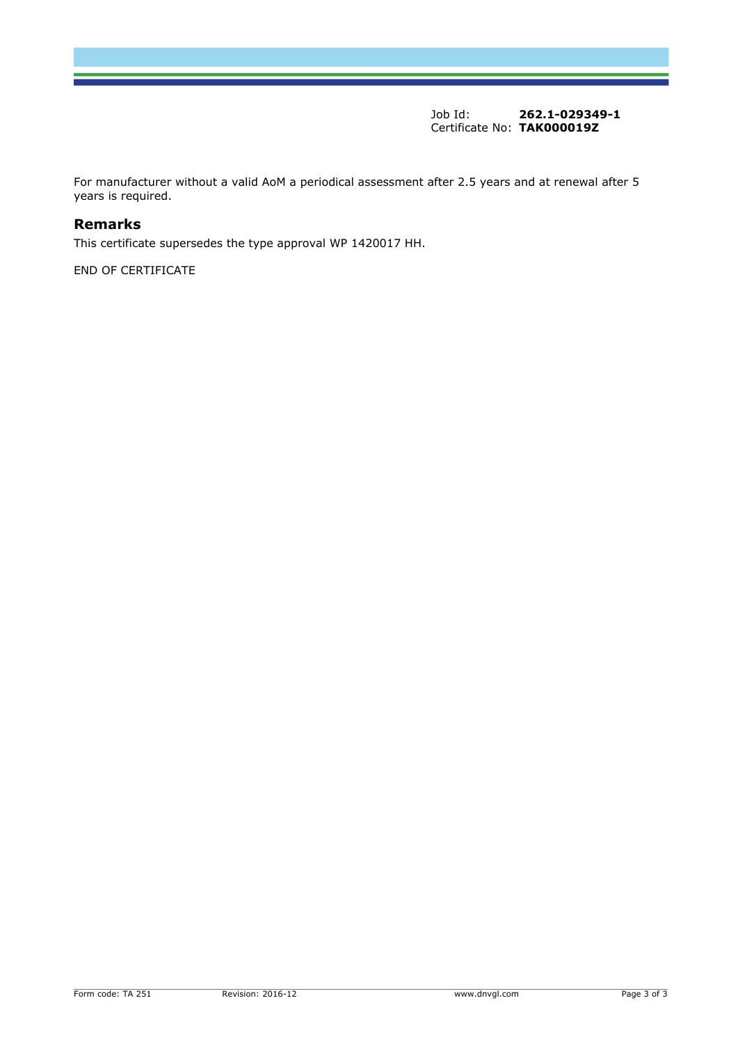Job Id: **262.1-029349-1**
Certificate No: **TAK000019Z**

For manufacturer without a valid AoM a periodical assessment after 2.5 years and at renewal after 5 years is required.

## Remarks

This certificate supersedes the type approval WP 1420017 HH.

END OF CERTIFICATE